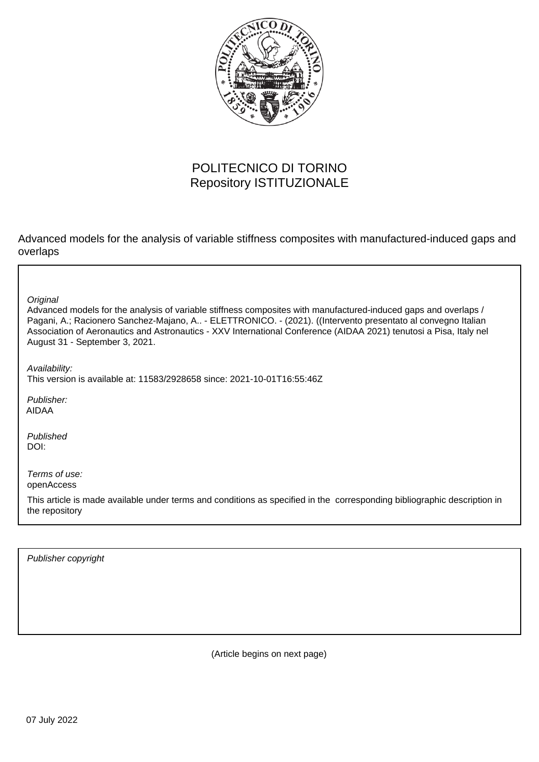POLITECNICO DI TORINO
Repository ISTITUZIONALE

Advanced models for the analysis of variable stiffness composites with manufactured-induced gaps and overlaps

*Original*
Advanced models for the analysis of variable stiffness composites with manufactured-induced gaps and overlaps / Pagani, A.; Racionero Sanchez-Majano, A.. - ELETTRONICO. - (2021). ((Intervento presentato al convegno Italian Association of Aeronautics and Astronautics - XXV International Conference (AIDAA 2021) tenutosi a Pisa, Italy nel August 31 - September 3, 2021.

*Availability:*
This version is available at: 11583/2928658 since: 2021-10-01T16:55:46Z

*Publisher:*
AIDAA

*Published*
DOI:

*Terms of use:*
openAccess

This article is made available under terms and conditions as specified in the corresponding bibliographic description in the repository

*Publisher copyright*

(Article begins on next page)

07 July 2022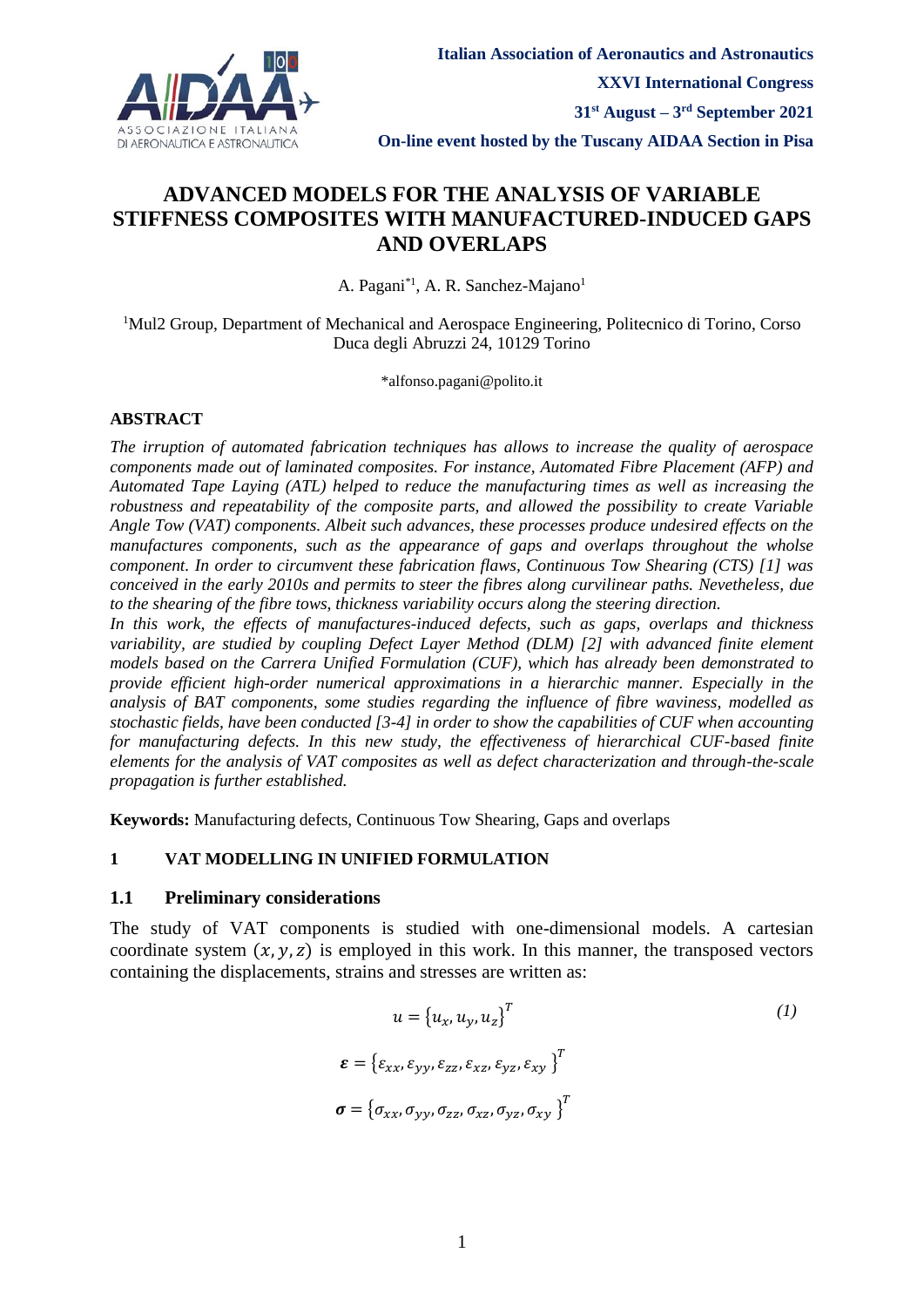**Italian Association of Aeronautics and Astronautics**

**XXVI International Congress**

**31st August – 3rd September 2021**

**On-line event hosted by the Tuscany AIDAA Section in Pisa**

# ADVANCED MODELS FOR THE ANALYSIS OF VARIABLE STIFFNESS COMPOSITES WITH MANUFACTURED-INDUCED GAPS AND OVERLAPS

A. Pagani*[1], A. R. Sanchez-Majano[1]

[1]Mul2 Group, Department of Mechanical and Aerospace Engineering, Politecnico di Torino, Corso Duca degli Abruzzi 24, 10129 Torino

*alfonso.pagani@polito.it

## ABSTRACT

*The irruption of automated fabrication techniques has allows to increase the quality of aerospace components made out of laminated composites. For instance, Automated Fibre Placement (AFP) and Automated Tape Laying (ATL) helped to reduce the manufacturing times as well as increasing the robustness and repeatability of the composite parts, and allowed the possibility to create Variable Angle Tow (VAT) components. Albeit such advances, these processes produce undesired effects on the manufactures components, such as the appearance of gaps and overlaps throughout the wholse component. In order to circumvent these fabrication flaws, Continuous Tow Shearing (CTS) [1] was conceived in the early 2010s and permits to steer the fibres along curvilinear paths. Nevetheless, due to the shearing of the fibre tows, thickness variability occurs along the steering direction.*

*In this work, the effects of manufactures-induced defects, such as gaps, overlaps and thickness variability, are studied by coupling Defect Layer Method (DLM) [2] with advanced finite element models based on the Carrera Unified Formulation (CUF), which has already been demonstrated to provide efficient high-order numerical approximations in a hierarchic manner. Especially in the analysis of BAT components, some studies regarding the influence of fibre waviness, modelled as stochastic fields, have been conducted [3-4] in order to show the capabilities of CUF when accounting for manufacturing defects. In this new study, the effectiveness of hierarchical CUF-based finite elements for the analysis of VAT composites as well as defect characterization and through-the-scale propagation is further established.*

**Keywords:** Manufacturing defects, Continuous Tow Shearing, Gaps and overlaps

## 1 VAT MODELLING IN UNIFIED FORMULATION

### 1.1 Preliminary considerations

The study of VAT components is studied with one-dimensional models. A cartesian coordinate system $(x, y, z)$ is employed in this work. In this manner, the transposed vectors containing the displacements, strains and stresses are written as:

$$u = \{u_x, u_y, u_z\}^T \tag{1}$$

$$\boldsymbol{\varepsilon} = \{\varepsilon_{xx}, \varepsilon_{yy}, \varepsilon_{zz}, \varepsilon_{xz}, \varepsilon_{yz}, \varepsilon_{xy}\}^T$$

$$\boldsymbol{\sigma} = \{\sigma_{xx}, \sigma_{yy}, \sigma_{zz}, \sigma_{xz}, \sigma_{yz}, \sigma_{xy}\}^T$$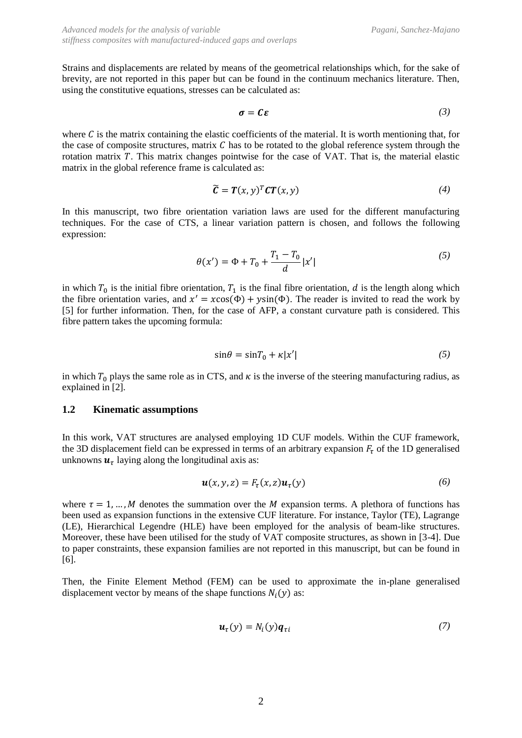Strains and displacements are related by means of the geometrical relationships which, for the sake of brevity, are not reported in this paper but can be found in the continuum mechanics literature. Then, using the constitutive equations, stresses can be calculated as:

$$\boldsymbol{\sigma} = \boldsymbol{C}\boldsymbol{\varepsilon} \tag{3}$$

where $C$ is the matrix containing the elastic coefficients of the material. It is worth mentioning that, for the case of composite structures, matrix $C$ has to be rotated to the global reference system through the rotation matrix $T$. This matrix changes pointwise for the case of VAT. That is, the material elastic matrix in the global reference frame is calculated as:

$$\widetilde{\boldsymbol{C}} = \boldsymbol{T}(x, y)^T \boldsymbol{C}\boldsymbol{T}(x, y) \tag{4}$$

In this manuscript, two fibre orientation variation laws are used for the different manufacturing techniques. For the case of CTS, a linear variation pattern is chosen, and follows the following expression:

$$\theta(x') = \Phi + T_0 + \frac{T_1 - T_0}{d}|x'| \tag{5}$$

in which $T_0$ is the initial fibre orientation, $T_1$ is the final fibre orientation, $d$ is the length along which the fibre orientation varies, and $x' = x\cos(\Phi) + y\sin(\Phi)$. The reader is invited to read the work by [5] for further information. Then, for the case of AFP, a constant curvature path is considered. This fibre pattern takes the upcoming formula:

$$\sin\theta = \sin T_0 + \kappa|x'| \tag{5}$$

in which $T_0$ plays the same role as in CTS, and $\kappa$ is the inverse of the steering manufacturing radius, as explained in [2].

## 1.2 Kinematic assumptions

In this work, VAT structures are analysed employing 1D CUF models. Within the CUF framework, the 3D displacement field can be expressed in terms of an arbitrary expansion $F_\tau$ of the 1D generalised unknowns $\boldsymbol{u}_\tau$ laying along the longitudinal axis as:

$$\boldsymbol{u}(x, y, z) = F_\tau(x, z)\boldsymbol{u}_\tau(y) \tag{6}$$

where $\tau = 1, \dots, M$ denotes the summation over the $M$ expansion terms. A plethora of functions has been used as expansion functions in the extensive CUF literature. For instance, Taylor (TE), Lagrange (LE), Hierarchical Legendre (HLE) have been employed for the analysis of beam-like structures. Moreover, these have been utilised for the study of VAT composite structures, as shown in [3-4]. Due to paper constraints, these expansion families are not reported in this manuscript, but can be found in [6].

Then, the Finite Element Method (FEM) can be used to approximate the in-plane generalised displacement vector by means of the shape functions $N_i(y)$ as:

$$\boldsymbol{u}_\tau(y) = N_i(y)\boldsymbol{q}_{\tau i} \tag{7}$$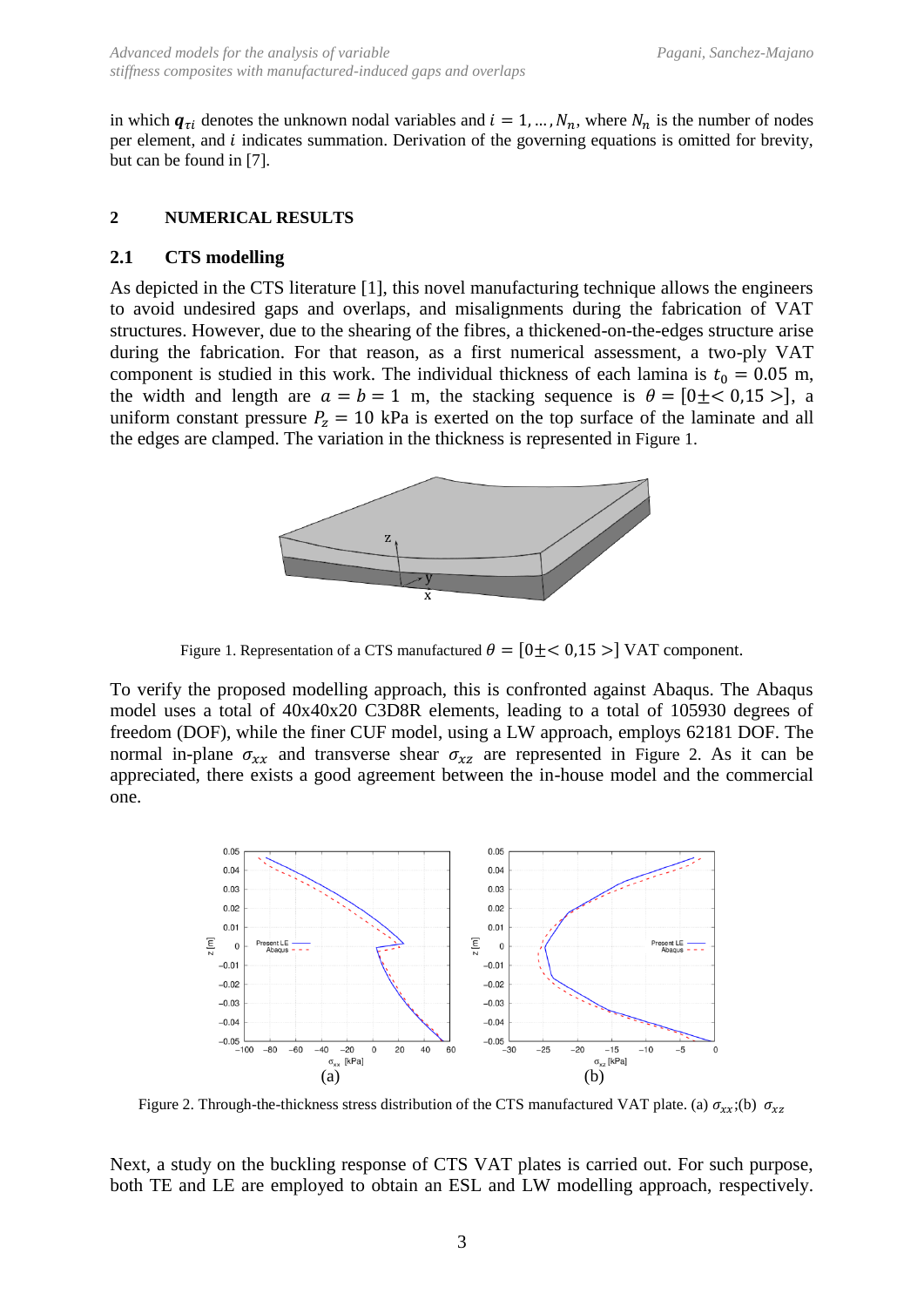in which $\boldsymbol{q}_{\tau i}$ denotes the unknown nodal variables and $i = 1, \dots, N_n$, where $N_n$ is the number of nodes per element, and $i$ indicates summation. Derivation of the governing equations is omitted for brevity, but can be found in [7].

## 2 NUMERICAL RESULTS

### 2.1 CTS modelling

As depicted in the CTS literature [1], this novel manufacturing technique allows the engineers to avoid undesired gaps and overlaps, and misalignments during the fabrication of VAT structures. However, due to the shearing of the fibres, a thickened-on-the-edges structure arise during the fabrication. For that reason, as a first numerical assessment, a two-ply VAT component is studied in this work. The individual thickness of each lamina is $t_0 = 0.05$ m, the width and length are $a = b = 1$ m, the stacking sequence is $\theta = [0 \pm < 0,15 >]$, a uniform constant pressure $P_z = 10$ kPa is exerted on the top surface of the laminate and all the edges are clamped. The variation in the thickness is represented in Figure 1.

Figure 1. Representation of a CTS manufactured $\theta = [0 \pm < 0,15 >]$ VAT component.

To verify the proposed modelling approach, this is confronted against Abaqus. The Abaqus model uses a total of 40x40x20 C3D8R elements, leading to a total of 105930 degrees of freedom (DOF), while the finer CUF model, using a LW approach, employs 62181 DOF. The normal in-plane $\sigma_{xx}$ and transverse shear $\sigma_{xz}$ are represented in Figure 2. As it can be appreciated, there exists a good agreement between the in-house model and the commercial one.

Figure 2. Through-the-thickness stress distribution of the CTS manufactured VAT plate. (a) $\sigma_{xx}$;(b) $\sigma_{xz}$

Next, a study on the buckling response of CTS VAT plates is carried out. For such purpose, both TE and LE are employed to obtain an ESL and LW modelling approach, respectively.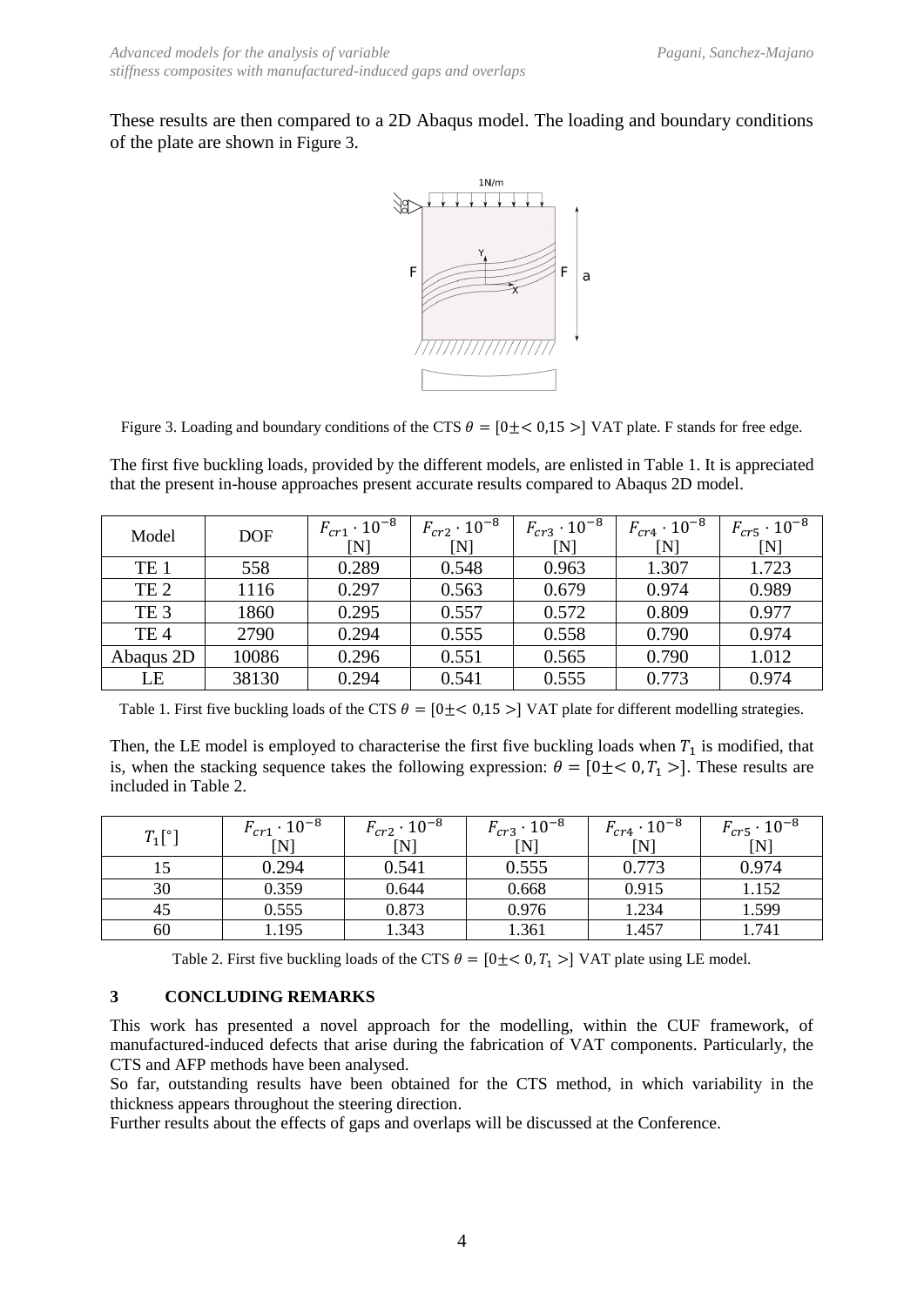These results are then compared to a 2D Abaqus model. The loading and boundary conditions of the plate are shown in Figure 3.

Figure 3. Loading and boundary conditions of the CTS $\theta = [0 \pm < 0{,}15 >]$ VAT plate. F stands for free edge.

The first five buckling loads, provided by the different models, are enlisted in Table 1. It is appreciated that the present in-house approaches present accurate results compared to Abaqus 2D model.

| Model | DOF | $F_{cr1} \cdot 10^{-8}$ [N] | $F_{cr2} \cdot 10^{-8}$ [N] | $F_{cr3} \cdot 10^{-8}$ [N] | $F_{cr4} \cdot 10^{-8}$ [N] | $F_{cr5} \cdot 10^{-8}$ [N] |
|---|---|---|---|---|---|---|
| TE 1 | 558 | 0.289 | 0.548 | 0.963 | 1.307 | 1.723 |
| TE 2 | 1116 | 0.297 | 0.563 | 0.679 | 0.974 | 0.989 |
| TE 3 | 1860 | 0.295 | 0.557 | 0.572 | 0.809 | 0.977 |
| TE 4 | 2790 | 0.294 | 0.555 | 0.558 | 0.790 | 0.974 |
| Abaqus 2D | 10086 | 0.296 | 0.551 | 0.565 | 0.790 | 1.012 |
| LE | 38130 | 0.294 | 0.541 | 0.555 | 0.773 | 0.974 |

Table 1. First five buckling loads of the CTS $\theta = [0 \pm < 0{,}15 >]$ VAT plate for different modelling strategies.

Then, the LE model is employed to characterise the first five buckling loads when $T_1$ is modified, that is, when the stacking sequence takes the following expression: $\theta = [0 \pm < 0, T_1 >]$. These results are included in Table 2.

| $T_1[°]$ | $F_{cr1} \cdot 10^{-8}$ [N] | $F_{cr2} \cdot 10^{-8}$ [N] | $F_{cr3} \cdot 10^{-8}$ [N] | $F_{cr4} \cdot 10^{-8}$ [N] | $F_{cr5} \cdot 10^{-8}$ [N] |
|---|---|---|---|---|---|
| 15 | 0.294 | 0.541 | 0.555 | 0.773 | 0.974 |
| 30 | 0.359 | 0.644 | 0.668 | 0.915 | 1.152 |
| 45 | 0.555 | 0.873 | 0.976 | 1.234 | 1.599 |
| 60 | 1.195 | 1.343 | 1.361 | 1.457 | 1.741 |

Table 2. First five buckling loads of the CTS $\theta = [0 \pm < 0, T_1 >]$ VAT plate using LE model.

## 3 CONCLUDING REMARKS

This work has presented a novel approach for the modelling, within the CUF framework, of manufactured-induced defects that arise during the fabrication of VAT components. Particularly, the CTS and AFP methods have been analysed.

So far, outstanding results have been obtained for the CTS method, in which variability in the thickness appears throughout the steering direction.

Further results about the effects of gaps and overlaps will be discussed at the Conference.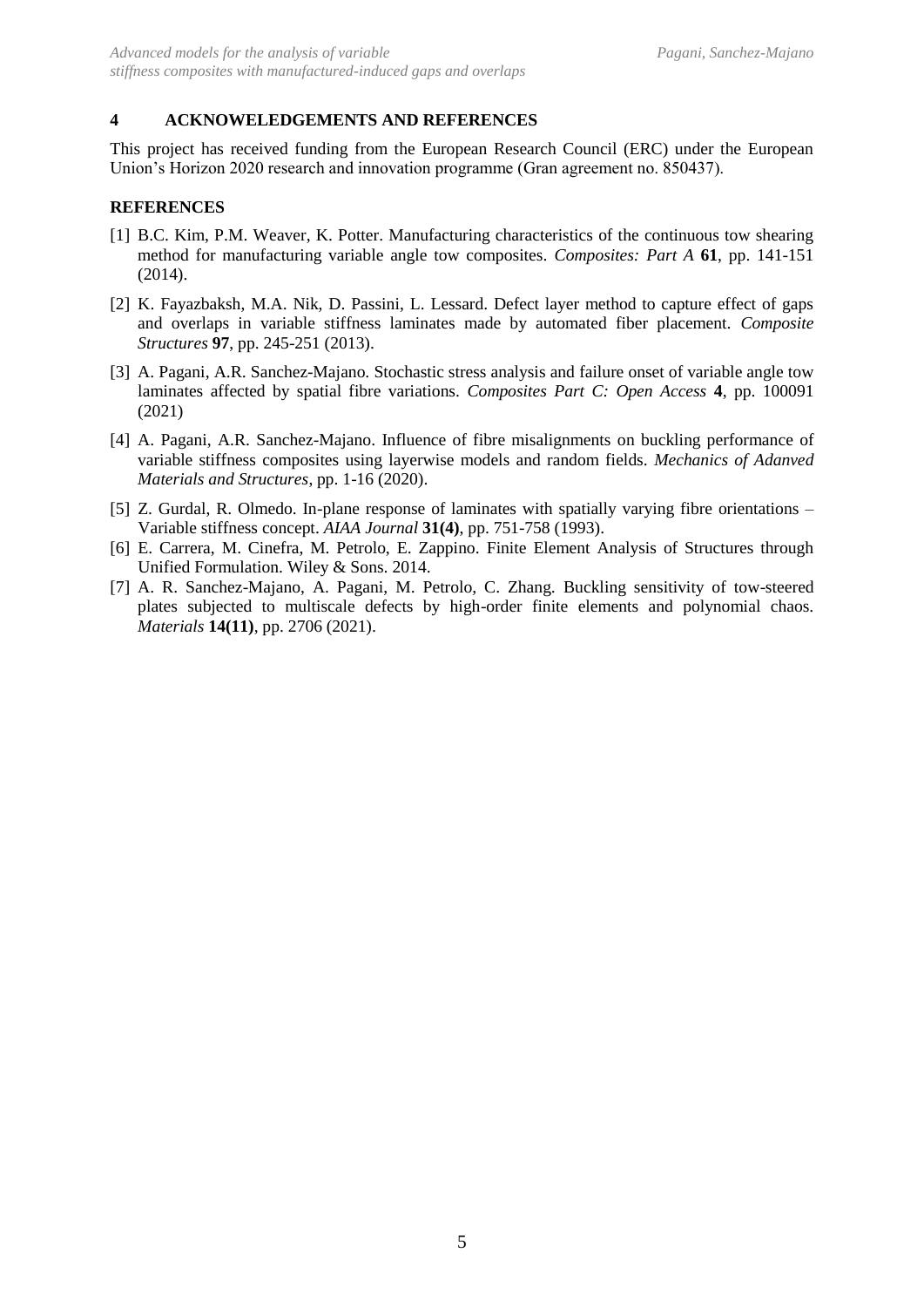## 4 ACKNOWELEDGEMENTS AND REFERENCES

This project has received funding from the European Research Council (ERC) under the European Union's Horizon 2020 research and innovation programme (Gran agreement no. 850437).

### REFERENCES

[1] B.C. Kim, P.M. Weaver, K. Potter. Manufacturing characteristics of the continuous tow shearing method for manufacturing variable angle tow composites. *Composites: Part A* **61**, pp. 141-151 (2014).

[2] K. Fayazbaksh, M.A. Nik, D. Passini, L. Lessard. Defect layer method to capture effect of gaps and overlaps in variable stiffness laminates made by automated fiber placement. *Composite Structures* **97**, pp. 245-251 (2013).

[3] A. Pagani, A.R. Sanchez-Majano. Stochastic stress analysis and failure onset of variable angle tow laminates affected by spatial fibre variations. *Composites Part C: Open Access* **4**, pp. 100091 (2021)

[4] A. Pagani, A.R. Sanchez-Majano. Influence of fibre misalignments on buckling performance of variable stiffness composites using layerwise models and random fields. *Mechanics of Adanved Materials and Structures*, pp. 1-16 (2020).

[5] Z. Gurdal, R. Olmedo. In-plane response of laminates with spatially varying fibre orientations – Variable stiffness concept. *AIAA Journal* **31(4)**, pp. 751-758 (1993).

[6] E. Carrera, M. Cinefra, M. Petrolo, E. Zappino. Finite Element Analysis of Structures through Unified Formulation. Wiley & Sons. 2014.

[7] A. R. Sanchez-Majano, A. Pagani, M. Petrolo, C. Zhang. Buckling sensitivity of tow-steered plates subjected to multiscale defects by high-order finite elements and polynomial chaos. *Materials* **14(11)**, pp. 2706 (2021).